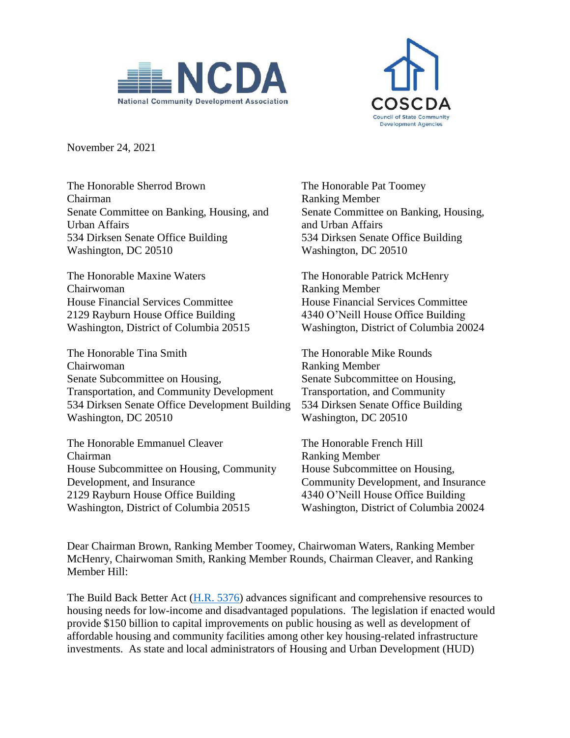NCDA
National Community Development Association

COSCDA
Council of State Community Development Agencies

November 24, 2021

The Honorable Sherrod Brown
Chairman
Senate Committee on Banking, Housing, and Urban Affairs
534 Dirksen Senate Office Building
Washington, DC 20510

The Honorable Pat Toomey
Ranking Member
Senate Committee on Banking, Housing, and Urban Affairs
534 Dirksen Senate Office Building
Washington, DC 20510

The Honorable Maxine Waters
Chairwoman
House Financial Services Committee
2129 Rayburn House Office Building
Washington, District of Columbia 20515

The Honorable Patrick McHenry
Ranking Member
House Financial Services Committee
4340 O'Neill House Office Building
Washington, District of Columbia 20024

The Honorable Tina Smith
Chairwoman
Senate Subcommittee on Housing, Transportation, and Community Development
534 Dirksen Senate Office Development Building
Washington, DC 20510

The Honorable Mike Rounds
Ranking Member
Senate Subcommittee on Housing, Transportation, and Community
534 Dirksen Senate Office Building
Washington, DC 20510

The Honorable Emmanuel Cleaver
Chairman
House Subcommittee on Housing, Community Development, and Insurance
2129 Rayburn House Office Building
Washington, District of Columbia 20515

The Honorable French Hill
Ranking Member
House Subcommittee on Housing, Community Development, and Insurance
4340 O'Neill House Office Building
Washington, District of Columbia 20024

Dear Chairman Brown, Ranking Member Toomey, Chairwoman Waters, Ranking Member McHenry, Chairwoman Smith, Ranking Member Rounds, Chairman Cleaver, and Ranking Member Hill:

The Build Back Better Act (H.R. 5376) advances significant and comprehensive resources to housing needs for low-income and disadvantaged populations. The legislation if enacted would provide $150 billion to capital improvements on public housing as well as development of affordable housing and community facilities among other key housing-related infrastructure investments. As state and local administrators of Housing and Urban Development (HUD)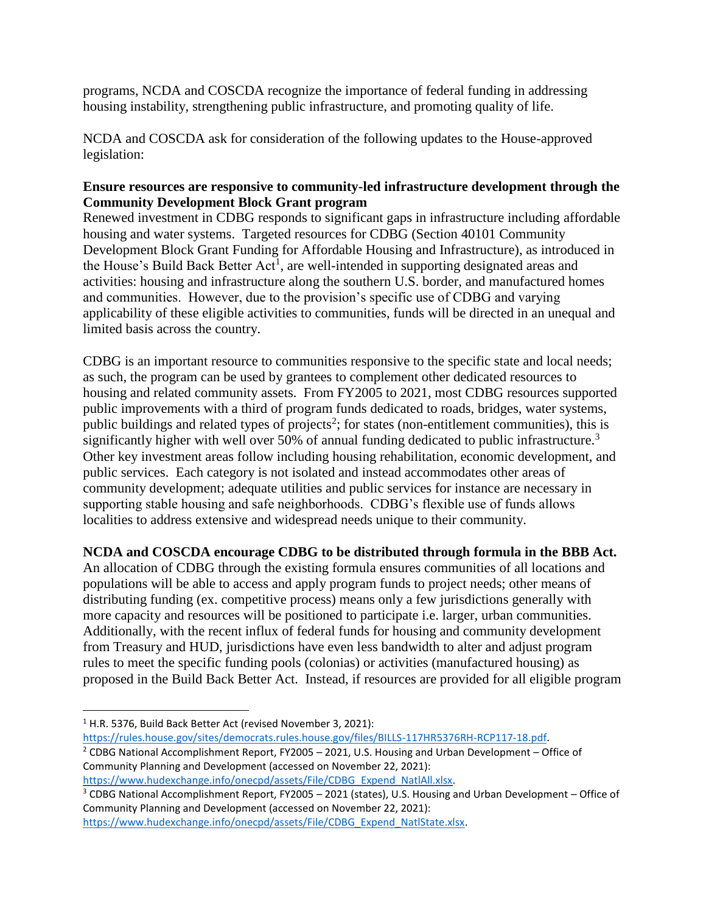programs, NCDA and COSCDA recognize the importance of federal funding in addressing housing instability, strengthening public infrastructure, and promoting quality of life.

NCDA and COSCDA ask for consideration of the following updates to the House-approved legislation:

**Ensure resources are responsive to community-led infrastructure development through the Community Development Block Grant program**

Renewed investment in CDBG responds to significant gaps in infrastructure including affordable housing and water systems. Targeted resources for CDBG (Section 40101 Community Development Block Grant Funding for Affordable Housing and Infrastructure), as introduced in the House's Build Back Better Act[1], are well-intended in supporting designated areas and activities: housing and infrastructure along the southern U.S. border, and manufactured homes and communities. However, due to the provision's specific use of CDBG and varying applicability of these eligible activities to communities, funds will be directed in an unequal and limited basis across the country.

CDBG is an important resource to communities responsive to the specific state and local needs; as such, the program can be used by grantees to complement other dedicated resources to housing and related community assets. From FY2005 to 2021, most CDBG resources supported public improvements with a third of program funds dedicated to roads, bridges, water systems, public buildings and related types of projects[2]; for states (non-entitlement communities), this is significantly higher with well over 50% of annual funding dedicated to public infrastructure.[3] Other key investment areas follow including housing rehabilitation, economic development, and public services. Each category is not isolated and instead accommodates other areas of community development; adequate utilities and public services for instance are necessary in supporting stable housing and safe neighborhoods. CDBG's flexible use of funds allows localities to address extensive and widespread needs unique to their community.

**NCDA and COSCDA encourage CDBG to be distributed through formula in the BBB Act.**

An allocation of CDBG through the existing formula ensures communities of all locations and populations will be able to access and apply program funds to project needs; other means of distributing funding (ex. competitive process) means only a few jurisdictions generally with more capacity and resources will be positioned to participate i.e. larger, urban communities. Additionally, with the recent influx of federal funds for housing and community development from Treasury and HUD, jurisdictions have even less bandwidth to alter and adjust program rules to meet the specific funding pools (colonias) or activities (manufactured housing) as proposed in the Build Back Better Act. Instead, if resources are provided for all eligible program

---

[1] H.R. 5376, Build Back Better Act (revised November 3, 2021): https://rules.house.gov/sites/democrats.rules.house.gov/files/BILLS-117HR5376RH-RCP117-18.pdf.

[2] CDBG National Accomplishment Report, FY2005 – 2021, U.S. Housing and Urban Development – Office of Community Planning and Development (accessed on November 22, 2021): https://www.hudexchange.info/onecpd/assets/File/CDBG_Expend_NatlAll.xlsx.

[3] CDBG National Accomplishment Report, FY2005 – 2021 (states), U.S. Housing and Urban Development – Office of Community Planning and Development (accessed on November 22, 2021): https://www.hudexchange.info/onecpd/assets/File/CDBG_Expend_NatlState.xlsx.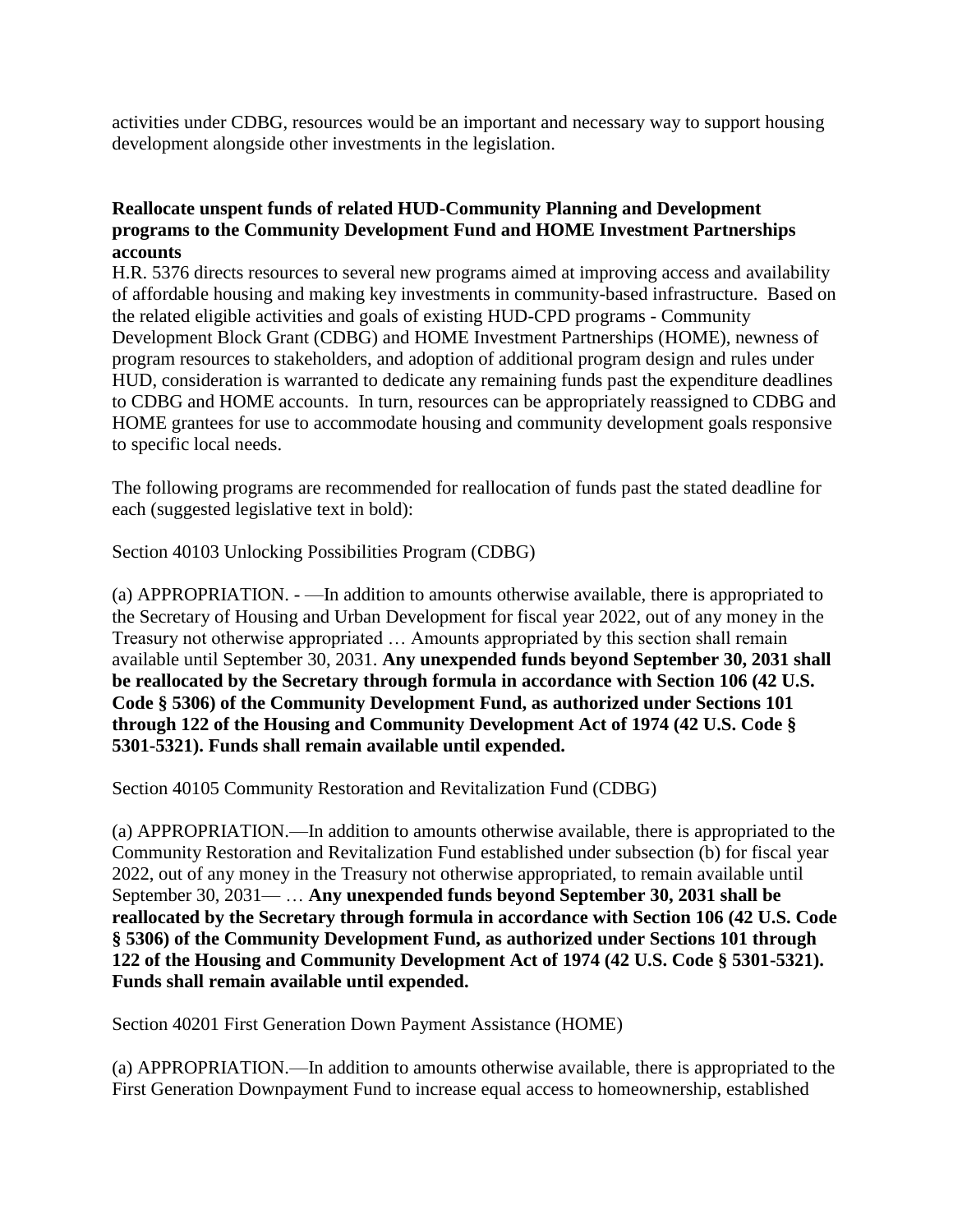activities under CDBG, resources would be an important and necessary way to support housing development alongside other investments in the legislation.

**Reallocate unspent funds of related HUD-Community Planning and Development programs to the Community Development Fund and HOME Investment Partnerships accounts**

H.R. 5376 directs resources to several new programs aimed at improving access and availability of affordable housing and making key investments in community-based infrastructure. Based on the related eligible activities and goals of existing HUD-CPD programs - Community Development Block Grant (CDBG) and HOME Investment Partnerships (HOME), newness of program resources to stakeholders, and adoption of additional program design and rules under HUD, consideration is warranted to dedicate any remaining funds past the expenditure deadlines to CDBG and HOME accounts. In turn, resources can be appropriately reassigned to CDBG and HOME grantees for use to accommodate housing and community development goals responsive to specific local needs.

The following programs are recommended for reallocation of funds past the stated deadline for each (suggested legislative text in bold):

Section 40103 Unlocking Possibilities Program (CDBG)

(a) APPROPRIATION. - —In addition to amounts otherwise available, there is appropriated to the Secretary of Housing and Urban Development for fiscal year 2022, out of any money in the Treasury not otherwise appropriated … Amounts appropriated by this section shall remain available until September 30, 2031. **Any unexpended funds beyond September 30, 2031 shall be reallocated by the Secretary through formula in accordance with Section 106 (42 U.S. Code § 5306) of the Community Development Fund, as authorized under Sections 101 through 122 of the Housing and Community Development Act of 1974 (42 U.S. Code § 5301-5321). Funds shall remain available until expended.**

Section 40105 Community Restoration and Revitalization Fund (CDBG)

(a) APPROPRIATION.—In addition to amounts otherwise available, there is appropriated to the Community Restoration and Revitalization Fund established under subsection (b) for fiscal year 2022, out of any money in the Treasury not otherwise appropriated, to remain available until September 30, 2031— … **Any unexpended funds beyond September 30, 2031 shall be reallocated by the Secretary through formula in accordance with Section 106 (42 U.S. Code § 5306) of the Community Development Fund, as authorized under Sections 101 through 122 of the Housing and Community Development Act of 1974 (42 U.S. Code § 5301-5321). Funds shall remain available until expended.**

Section 40201 First Generation Down Payment Assistance (HOME)

(a) APPROPRIATION.—In addition to amounts otherwise available, there is appropriated to the First Generation Downpayment Fund to increase equal access to homeownership, established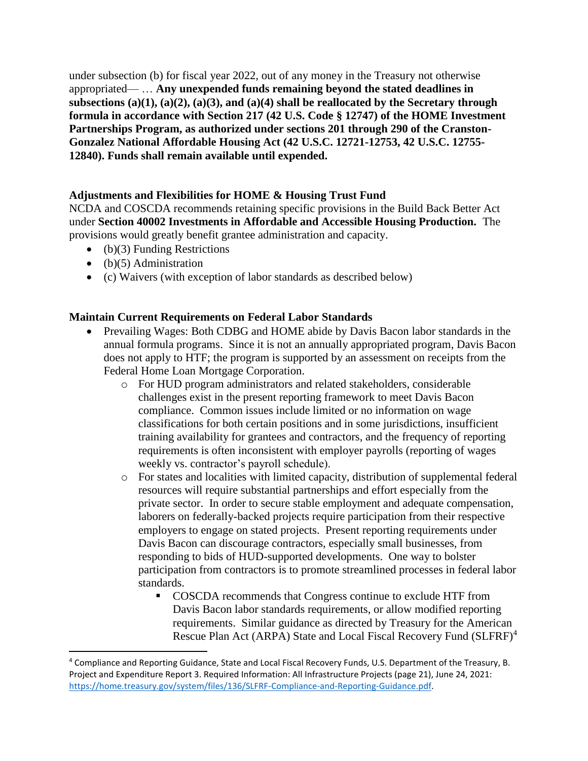under subsection (b) for fiscal year 2022, out of any money in the Treasury not otherwise appropriated— … **Any unexpended funds remaining beyond the stated deadlines in subsections (a)(1), (a)(2), (a)(3), and (a)(4) shall be reallocated by the Secretary through formula in accordance with Section 217 (42 U.S. Code § 12747) of the HOME Investment Partnerships Program, as authorized under sections 201 through 290 of the Cranston-Gonzalez National Affordable Housing Act (42 U.S.C. 12721-12753, 42 U.S.C. 12755-12840). Funds shall remain available until expended.**

### Adjustments and Flexibilities for HOME & Housing Trust Fund

NCDA and COSCDA recommends retaining specific provisions in the Build Back Better Act under **Section 40002 Investments in Affordable and Accessible Housing Production.** The provisions would greatly benefit grantee administration and capacity.

- (b)(3) Funding Restrictions
- (b)(5) Administration
- (c) Waivers (with exception of labor standards as described below)

### Maintain Current Requirements on Federal Labor Standards

- Prevailing Wages: Both CDBG and HOME abide by Davis Bacon labor standards in the annual formula programs. Since it is not an annually appropriated program, Davis Bacon does not apply to HTF; the program is supported by an assessment on receipts from the Federal Home Loan Mortgage Corporation.
    - For HUD program administrators and related stakeholders, considerable challenges exist in the present reporting framework to meet Davis Bacon compliance. Common issues include limited or no information on wage classifications for both certain positions and in some jurisdictions, insufficient training availability for grantees and contractors, and the frequency of reporting requirements is often inconsistent with employer payrolls (reporting of wages weekly vs. contractor's payroll schedule).
    - For states and localities with limited capacity, distribution of supplemental federal resources will require substantial partnerships and effort especially from the private sector. In order to secure stable employment and adequate compensation, laborers on federally-backed projects require participation from their respective employers to engage on stated projects. Present reporting requirements under Davis Bacon can discourage contractors, especially small businesses, from responding to bids of HUD-supported developments. One way to bolster participation from contractors is to promote streamlined processes in federal labor standards.
        - COSCDA recommends that Congress continue to exclude HTF from Davis Bacon labor standards requirements, or allow modified reporting requirements. Similar guidance as directed by Treasury for the American Rescue Plan Act (ARPA) State and Local Fiscal Recovery Fund (SLFRF)[4]

---

[4] Compliance and Reporting Guidance, State and Local Fiscal Recovery Funds, U.S. Department of the Treasury, B. Project and Expenditure Report 3. Required Information: All Infrastructure Projects (page 21), June 24, 2021: https://home.treasury.gov/system/files/136/SLFRF-Compliance-and-Reporting-Guidance.pdf.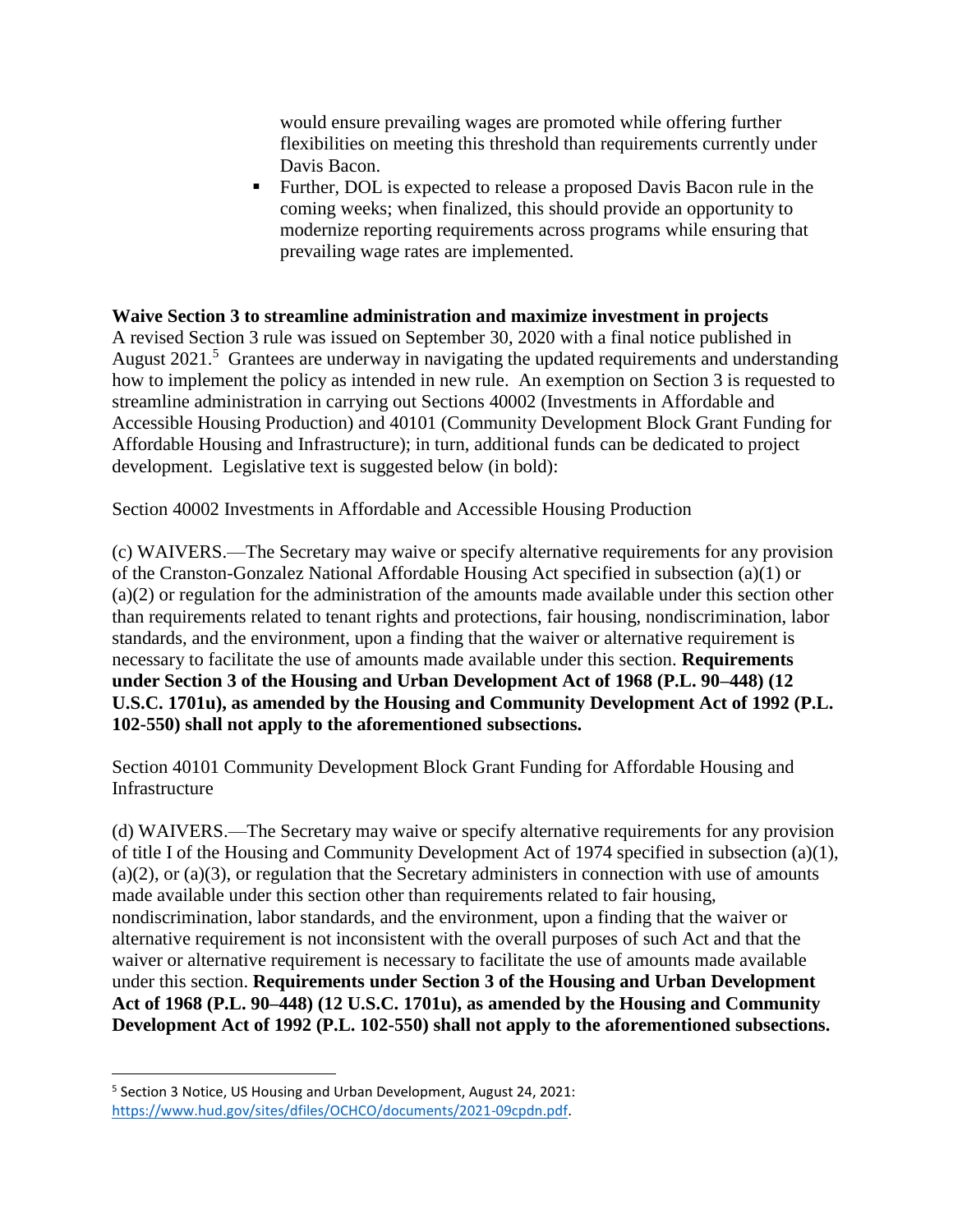would ensure prevailing wages are promoted while offering further flexibilities on meeting this threshold than requirements currently under Davis Bacon.

- Further, DOL is expected to release a proposed Davis Bacon rule in the coming weeks; when finalized, this should provide an opportunity to modernize reporting requirements across programs while ensuring that prevailing wage rates are implemented.

**Waive Section 3 to streamline administration and maximize investment in projects**

A revised Section 3 rule was issued on September 30, 2020 with a final notice published in August 2021.[5] Grantees are underway in navigating the updated requirements and understanding how to implement the policy as intended in new rule. An exemption on Section 3 is requested to streamline administration in carrying out Sections 40002 (Investments in Affordable and Accessible Housing Production) and 40101 (Community Development Block Grant Funding for Affordable Housing and Infrastructure); in turn, additional funds can be dedicated to project development. Legislative text is suggested below (in bold):

Section 40002 Investments in Affordable and Accessible Housing Production

(c) WAIVERS.—The Secretary may waive or specify alternative requirements for any provision of the Cranston-Gonzalez National Affordable Housing Act specified in subsection (a)(1) or (a)(2) or regulation for the administration of the amounts made available under this section other than requirements related to tenant rights and protections, fair housing, nondiscrimination, labor standards, and the environment, upon a finding that the waiver or alternative requirement is necessary to facilitate the use of amounts made available under this section. **Requirements under Section 3 of the Housing and Urban Development Act of 1968 (P.L. 90–448) (12 U.S.C. 1701u), as amended by the Housing and Community Development Act of 1992 (P.L. 102-550) shall not apply to the aforementioned subsections.**

Section 40101 Community Development Block Grant Funding for Affordable Housing and Infrastructure

(d) WAIVERS.—The Secretary may waive or specify alternative requirements for any provision of title I of the Housing and Community Development Act of 1974 specified in subsection (a)(1), (a)(2), or (a)(3), or regulation that the Secretary administers in connection with use of amounts made available under this section other than requirements related to fair housing, nondiscrimination, labor standards, and the environment, upon a finding that the waiver or alternative requirement is not inconsistent with the overall purposes of such Act and that the waiver or alternative requirement is necessary to facilitate the use of amounts made available under this section. **Requirements under Section 3 of the Housing and Urban Development Act of 1968 (P.L. 90–448) (12 U.S.C. 1701u), as amended by the Housing and Community Development Act of 1992 (P.L. 102-550) shall not apply to the aforementioned subsections.**

---

[5] Section 3 Notice, US Housing and Urban Development, August 24, 2021: https://www.hud.gov/sites/dfiles/OCHCO/documents/2021-09cpdn.pdf.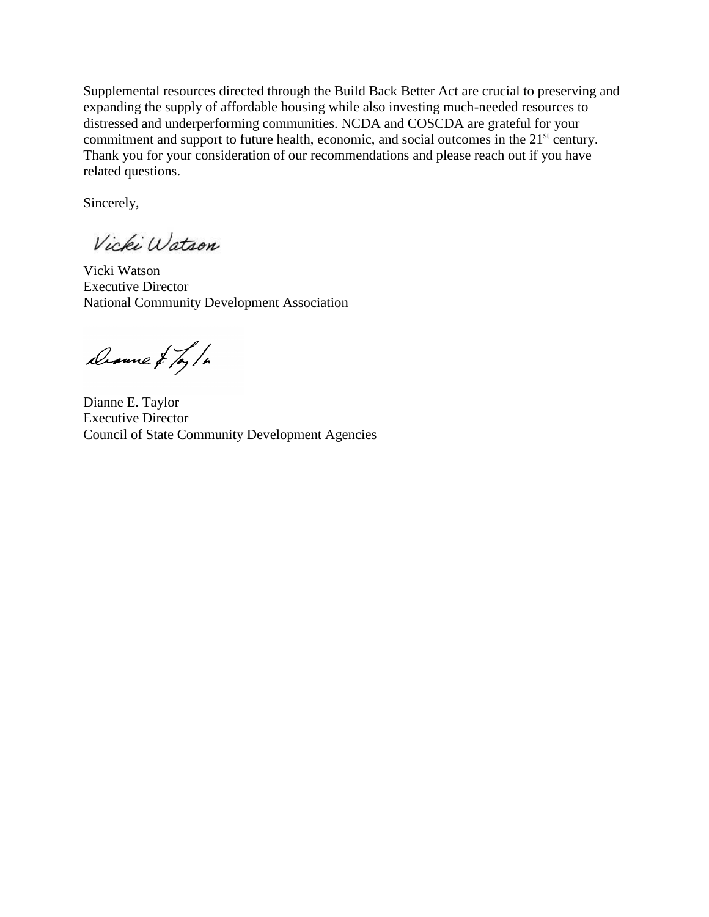Supplemental resources directed through the Build Back Better Act are crucial to preserving and expanding the supply of affordable housing while also investing much-needed resources to distressed and underperforming communities. NCDA and COSCDA are grateful for your commitment and support to future health, economic, and social outcomes in the 21st century. Thank you for your consideration of our recommendations and please reach out if you have related questions.

Sincerely,

Vicki Watson
Executive Director
National Community Development Association

Dianne E. Taylor
Executive Director
Council of State Community Development Agencies